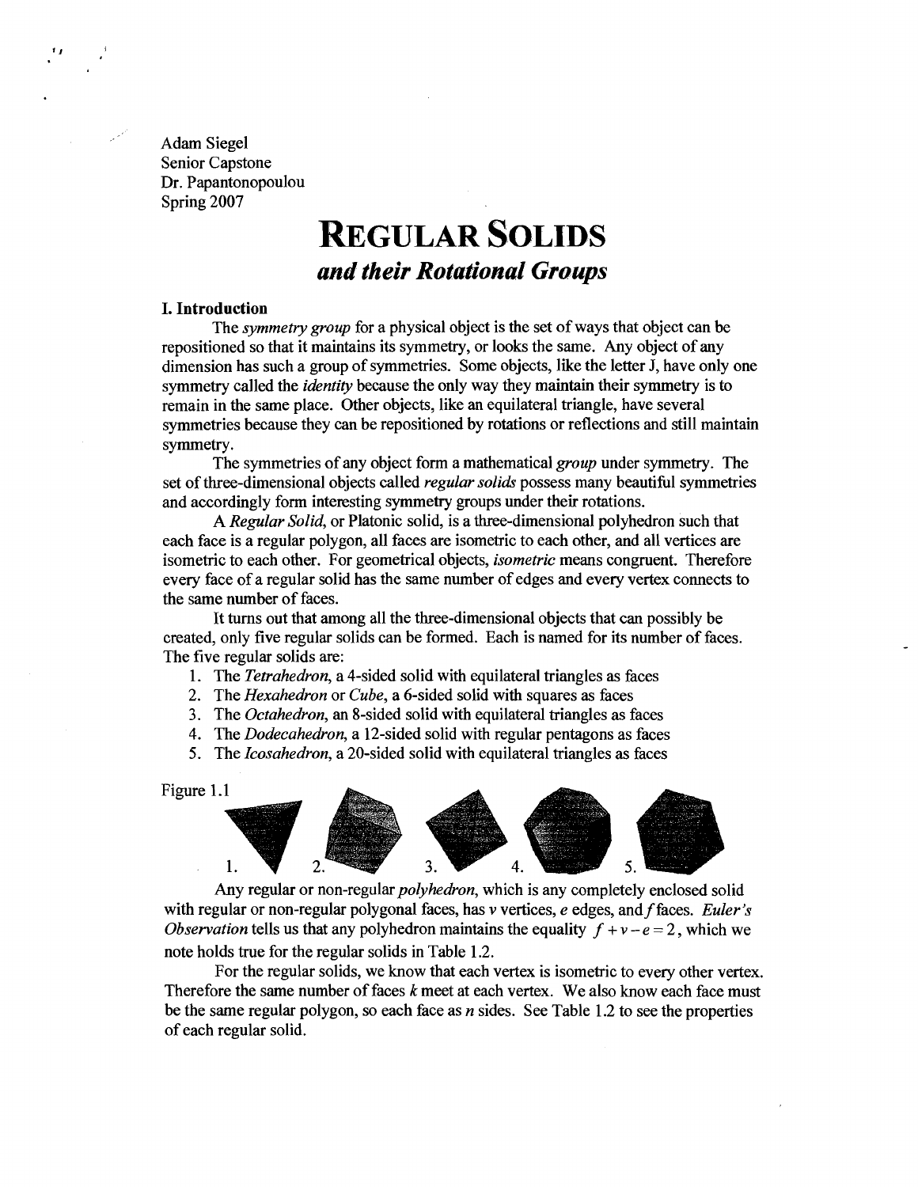Adam Siegel
Senior Capstone
Dr. Papantonopoulou
Spring 2007

# REGULAR SOLIDS

## *and their Rotational Groups*

### I. Introduction

The *symmetry group* for a physical object is the set of ways that object can be repositioned so that it maintains its symmetry, or looks the same. Any object of any dimension has such a group of symmetries. Some objects, like the letter J, have only one symmetry called the *identity* because the only way they maintain their symmetry is to remain in the same place. Other objects, like an equilateral triangle, have several symmetries because they can be repositioned by rotations or reflections and still maintain symmetry.

The symmetries of any object form a mathematical *group* under symmetry. The set of three-dimensional objects called *regular solids* possess many beautiful symmetries and accordingly form interesting symmetry groups under their rotations.

A *Regular Solid*, or Platonic solid, is a three-dimensional polyhedron such that each face is a regular polygon, all faces are isometric to each other, and all vertices are isometric to each other. For geometrical objects, *isometric* means congruent. Therefore every face of a regular solid has the same number of edges and every vertex connects to the same number of faces.

It turns out that among all the three-dimensional objects that can possibly be created, only five regular solids can be formed. Each is named for its number of faces. The five regular solids are:

1. The *Tetrahedron*, a 4-sided solid with equilateral triangles as faces
2. The *Hexahedron* or *Cube*, a 6-sided solid with squares as faces
3. The *Octahedron*, an 8-sided solid with equilateral triangles as faces
4. The *Dodecahedron*, a 12-sided solid with regular pentagons as faces
5. The *Icosahedron*, a 20-sided solid with equilateral triangles as faces

Figure 1.1

1. 2. 3. 4. 5.

Any regular or non-regular *polyhedron*, which is any completely enclosed solid with regular or non-regular polygonal faces, has $v$ vertices, $e$ edges, and $f$ faces. *Euler's Observation* tells us that any polyhedron maintains the equality $f + v - e = 2$, which we note holds true for the regular solids in Table 1.2.

For the regular solids, we know that each vertex is isometric to every other vertex. Therefore the same number of faces $k$ meet at each vertex. We also know each face must be the same regular polygon, so each face as $n$ sides. See Table 1.2 to see the properties of each regular solid.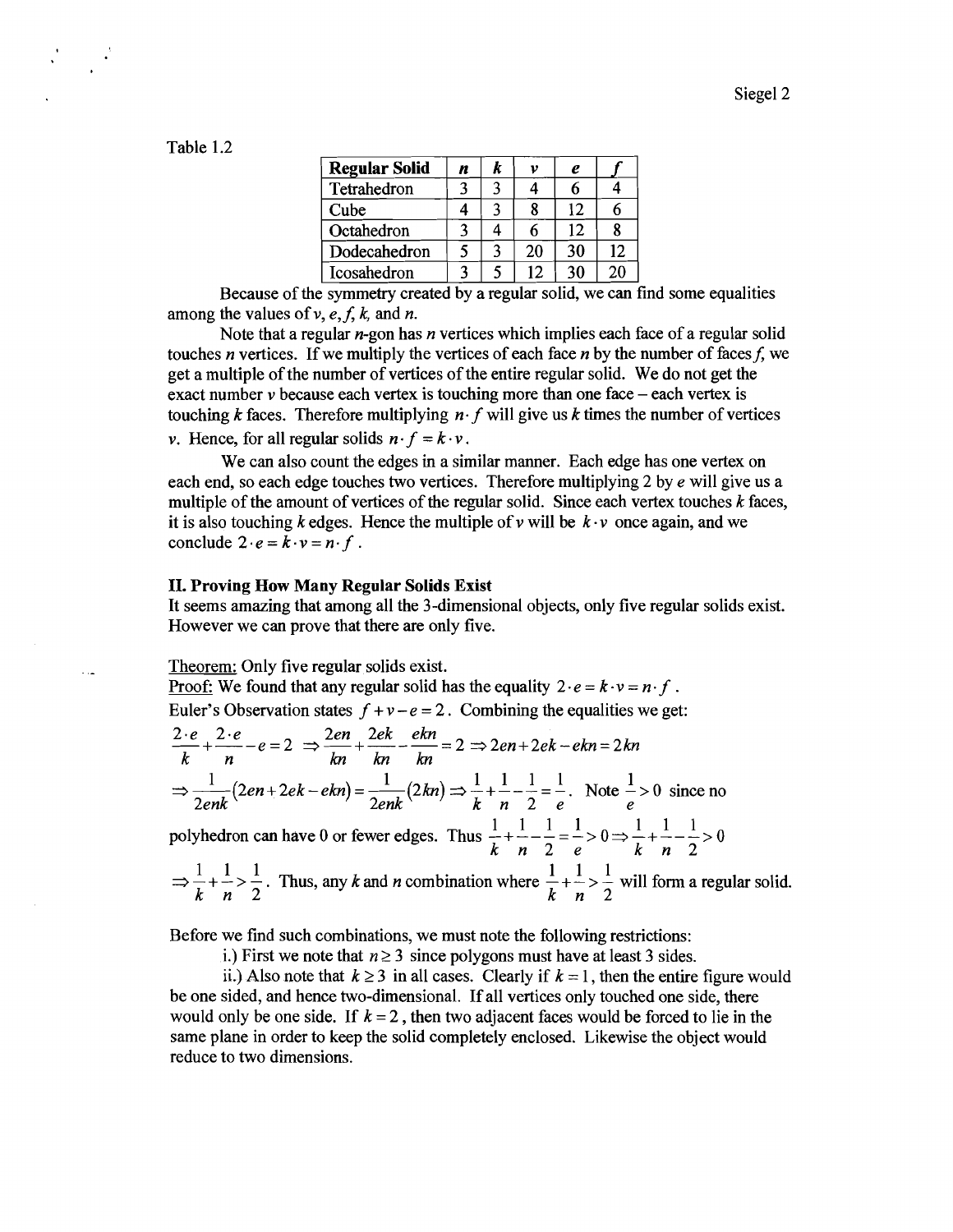Table 1.2

| Regular Solid | $n$ | $k$ | $v$ | $e$ | $f$ |
|---|---|---|---|---|---|
| Tetrahedron | 3 | 3 | 4 | 6 | 4 |
| Cube | 4 | 3 | 8 | 12 | 6 |
| Octahedron | 3 | 4 | 6 | 12 | 8 |
| Dodecahedron | 5 | 3 | 20 | 30 | 12 |
| Icosahedron | 3 | 5 | 12 | 30 | 20 |

Because of the symmetry created by a regular solid, we can find some equalities among the values of $v$, $e$, $f$, $k$, and $n$.

Note that a regular $n$-gon has $n$ vertices which implies each face of a regular solid touches $n$ vertices. If we multiply the vertices of each face $n$ by the number of faces $f$, we get a multiple of the number of vertices of the entire regular solid. We do not get the exact number $v$ because each vertex is touching more than one face – each vertex is touching $k$ faces. Therefore multiplying $n \cdot f$ will give us $k$ times the number of vertices $v$. Hence, for all regular solids $n \cdot f = k \cdot v$.

We can also count the edges in a similar manner. Each edge has one vertex on each end, so each edge touches two vertices. Therefore multiplying 2 by $e$ will give us a multiple of the amount of vertices of the regular solid. Since each vertex touches $k$ faces, it is also touching $k$ edges. Hence the multiple of $v$ will be $k \cdot v$ once again, and we conclude $2 \cdot e = k \cdot v = n \cdot f$.

**II. Proving How Many Regular Solids Exist**

It seems amazing that among all the 3-dimensional objects, only five regular solids exist. However we can prove that there are only five.

Theorem: Only five regular solids exist.

Proof: We found that any regular solid has the equality $2 \cdot e = k \cdot v = n \cdot f$.

Euler's Observation states $f + v - e = 2$. Combining the equalities we get:

$$\frac{2 \cdot e}{k} + \frac{2 \cdot e}{n} - e = 2 \Rightarrow \frac{2en}{kn} + \frac{2ek}{kn} - \frac{ekn}{kn} = 2 \Rightarrow 2en + 2ek - ekn = 2kn$$

$$\Rightarrow \frac{1}{2enk}(2en + 2ek - ekn) = \frac{1}{2enk}(2kn) \Rightarrow \frac{1}{k} + \frac{1}{n} - \frac{1}{2} = \frac{1}{e}.$$ Note $\frac{1}{e} > 0$ since no polyhedron can have 0 or fewer edges. Thus $\frac{1}{k} + \frac{1}{n} - \frac{1}{2} = \frac{1}{e} > 0 \Rightarrow \frac{1}{k} + \frac{1}{n} - \frac{1}{2} > 0$

$\Rightarrow \frac{1}{k} + \frac{1}{n} > \frac{1}{2}$. Thus, any $k$ and $n$ combination where $\frac{1}{k} + \frac{1}{n} > \frac{1}{2}$ will form a regular solid.

Before we find such combinations, we must note the following restrictions:

i.) First we note that $n \geq 3$ since polygons must have at least 3 sides.

ii.) Also note that $k \geq 3$ in all cases. Clearly if $k = 1$, then the entire figure would be one sided, and hence two-dimensional. If all vertices faces only touched one side, there would only be one side. If $k = 2$, then two adjacent faces would be forced to lie in the same plane in order to keep the solid completely enclosed. Likewise the object would reduce to two dimensions.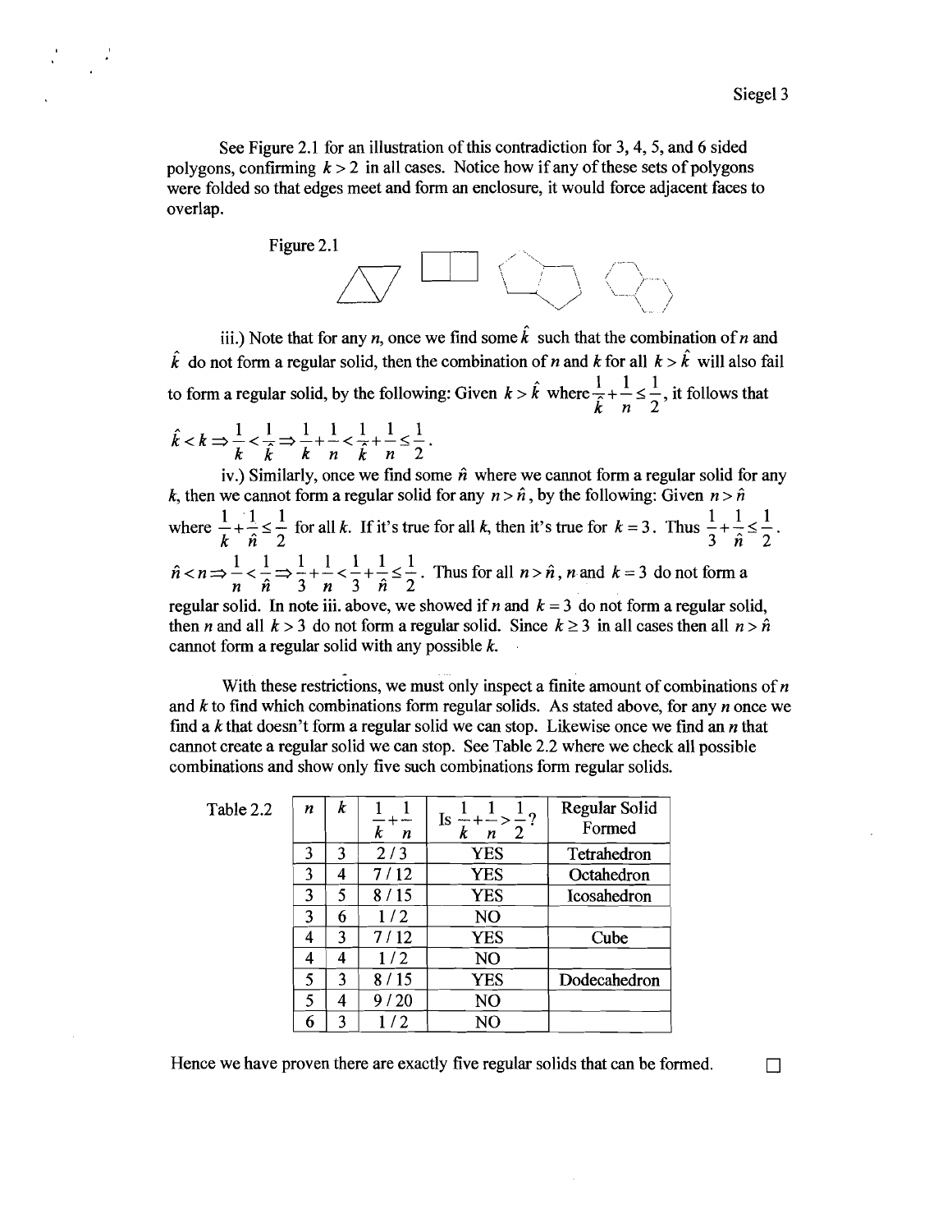See Figure 2.1 for an illustration of this contradiction for 3, 4, 5, and 6 sided polygons, confirming $k > 2$ in all cases. Notice how if any of these sets of polygons were folded so that edges meet and form an enclosure, it would force adjacent faces to overlap.

Figure 2.1

iii.) Note that for any $n$, once we find some $\hat{k}$ such that the combination of $n$ and $\hat{k}$ do not form a regular solid, then the combination of $n$ and $k$ for all $k > \hat{k}$ will also fail to form a regular solid, by the following: Given $k > \hat{k}$ where $\frac{1}{\hat{k}} + \frac{1}{n} \leq \frac{1}{2}$, it follows that $\hat{k} < k \Rightarrow \frac{1}{k} < \frac{1}{\hat{k}} \Rightarrow \frac{1}{k} + \frac{1}{n} < \frac{1}{\hat{k}} + \frac{1}{n} \leq \frac{1}{2}$.

iv.) Similarly, once we find some $\hat{n}$ where we cannot form a regular solid for any $k$, then we cannot form a regular solid for any $n > \hat{n}$, by the following: Given $n > \hat{n}$ where $\frac{1}{k} + \frac{1}{\hat{n}} \leq \frac{1}{2}$ for all $k$. If it's true for all $k$, then it's true for $k = 3$. Thus $\frac{1}{3} + \frac{1}{\hat{n}} \leq \frac{1}{2}$. $\hat{n} < n \Rightarrow \frac{1}{n} < \frac{1}{\hat{n}} \Rightarrow \frac{1}{3} + \frac{1}{n} < \frac{1}{3} + \frac{1}{\hat{n}} \leq \frac{1}{2}$. Thus for all $n > \hat{n}$, $n$ and $k = 3$ do not form a regular solid. In note iii. above, we showed if $n$ and $k = 3$ do not form a regular solid, then $n$ and all $k > 3$ do not form a regular solid. Since $k \geq 3$ in all cases then all $n > \hat{n}$ cannot form a regular solid with any possible $k$.

With these restrictions, we must only inspect a finite amount of combinations of $n$ and $k$ to find which combinations form regular solids. As stated above, for any $n$ once we find a $k$ that doesn't form a regular solid we can stop. Likewise once we find an $n$ that cannot create a regular solid we can stop. See Table 2.2 where we check all possible combinations and show only five such combinations form regular solids.

Table 2.2

| $n$ | $k$ | $\frac{1}{k} + \frac{1}{n}$ | Is $\frac{1}{k} + \frac{1}{n} > \frac{1}{2}$? | Regular Solid Formed |
|---|---|---|---|---|
| 3 | 3 | 2 / 3 | YES | Tetrahedron |
| 3 | 4 | 7 / 12 | YES | Octahedron |
| 3 | 5 | 8 / 15 | YES | Icosahedron |
| 3 | 6 | 1 / 2 | NO | |
| 4 | 3 | 7 / 12 | YES | Cube |
| 4 | 4 | 1 / 2 | NO | |
| 5 | 3 | 8 / 15 | YES | Dodecahedron |
| 5 | 4 | 9 / 20 | NO | |
| 6 | 3 | 1 / 2 | NO | |

Hence we have proven there are exactly five regular solids that can be formed. □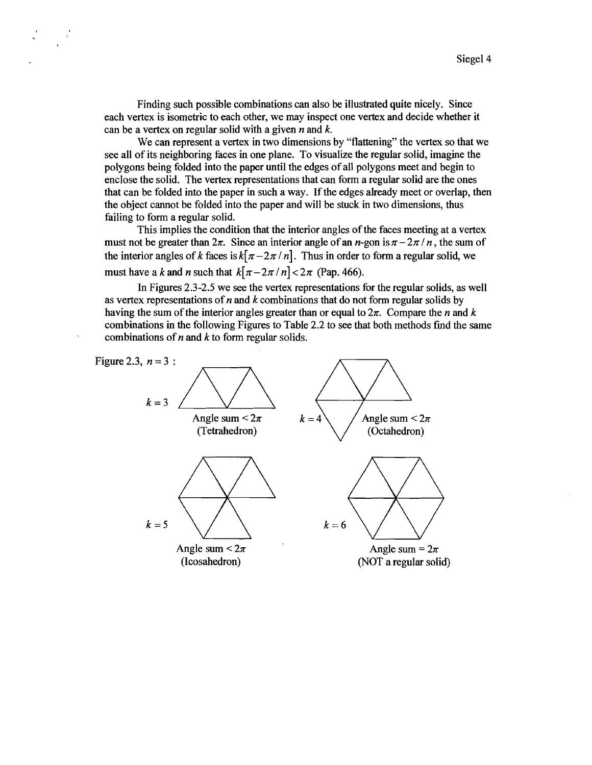Finding such possible combinations can also be illustrated quite nicely. Since each vertex is isometric to each other, we may inspect one vertex and decide whether it can be a vertex on regular solid with a given $n$ and $k$.

We can represent a vertex in two dimensions by "flattening" the vertex so that we see all of its neighboring faces in one plane. To visualize the regular solid, imagine the polygons being folded into the paper until the edges of all polygons meet and begin to enclose the solid. The vertex representations that can form a regular solid are the ones that can be folded into the paper in such a way. If the edges already meet or overlap, then the object cannot be folded into the paper and will be stuck in two dimensions, thus failing to form a regular solid.

This implies the condition that the interior angles of the faces meeting at a vertex must not be greater than $2\pi$. Since an interior angle of an $n$-gon is $\pi - 2\pi / n$, the sum of the interior angles of $k$ faces is $k[\pi - 2\pi / n]$. Thus in order to form a regular solid, we must have a $k$ and $n$ such that $k[\pi - 2\pi / n] < 2\pi$ (Pap. 466).

In Figures 2.3-2.5 we see the vertex representations for the regular solids, as well as vertex representations of $n$ and $k$ combinations that do not form regular solids by having the sum of the interior angles greater than or equal to $2\pi$. Compare the $n$ and $k$ combinations in the following Figures to Table 2.2 to see that both methods find the same combinations of $n$ and $k$ to form regular solids.

Figure 2.3, $n = 3$ :

$k = 3$: Angle sum $< 2\pi$ (Tetrahedron)

$k = 4$: Angle sum $< 2\pi$ (Octahedron)

$k = 5$: Angle sum $< 2\pi$ (Icosahedron)

$k = 6$: Angle sum $= 2\pi$ (NOT a regular solid)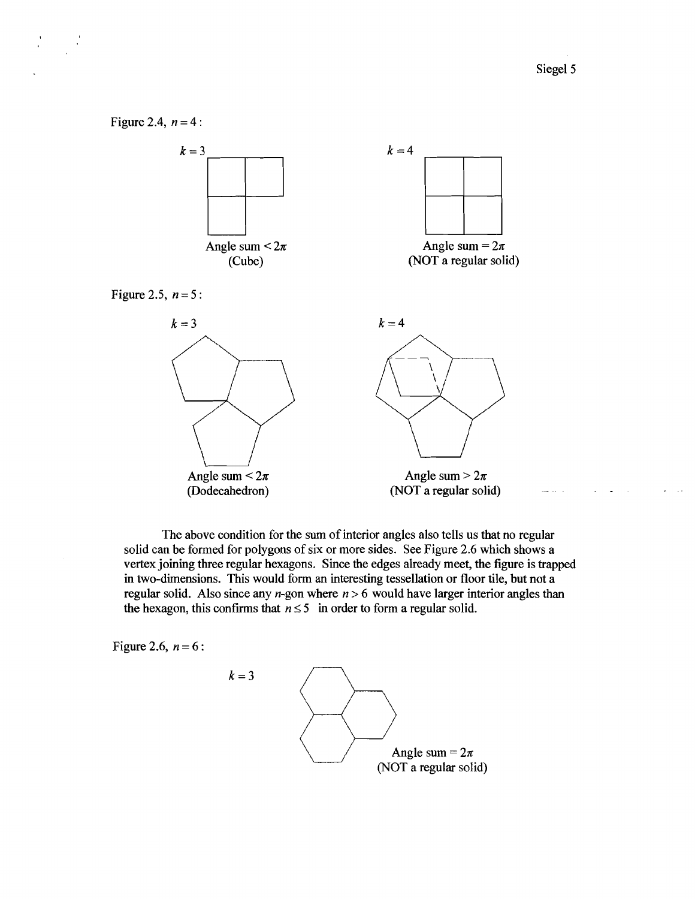Figure 2.4, $n = 4$:

$k = 3$

Angle sum $< 2\pi$
(Cube)

$k = 4$

Angle sum $= 2\pi$
(NOT a regular solid)

Figure 2.5, $n = 5$:

$k = 3$

Angle sum $< 2\pi$
(Dodecahedron)

$k = 4$

Angle sum $> 2\pi$
(NOT a regular solid)

The above condition for the sum of interior angles also tells us that no regular solid can be formed for polygons of six or more sides. See Figure 2.6 which shows a vertex joining three regular hexagons. Since the edges already meet, the figure is trapped in two-dimensions. This would form an interesting tessellation or floor tile, but not a regular solid. Also since any $n$-gon where $n > 6$ would have larger interior angles than the hexagon, this confirms that $n \leq 5$ in order to form a regular solid.

Figure 2.6, $n = 6$:

$k = 3$

Angle sum $= 2\pi$
(NOT a regular solid)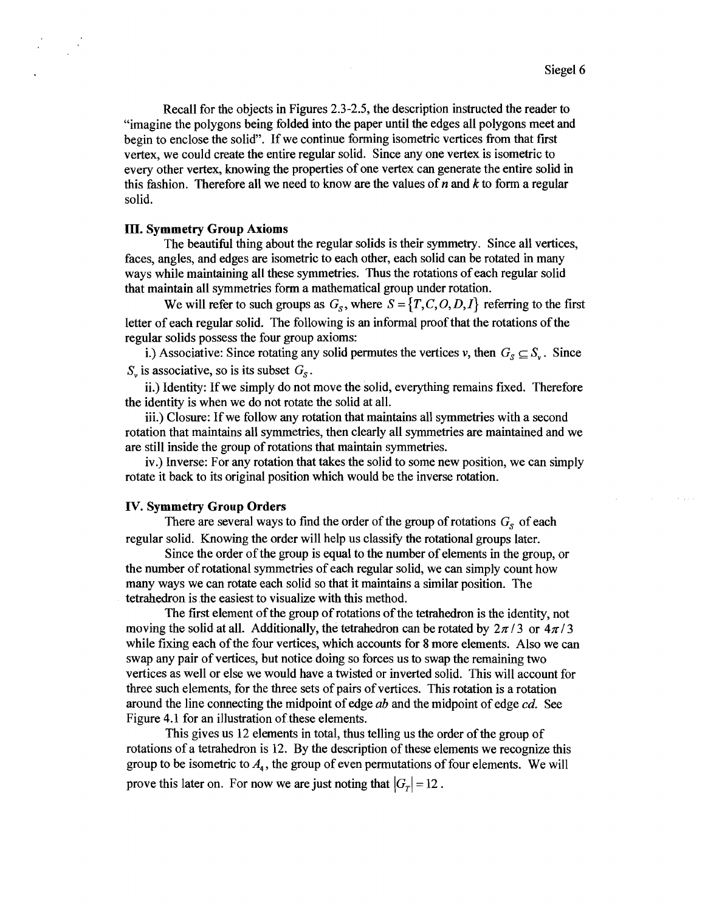Recall for the objects in Figures 2.3-2.5, the description instructed the reader to "imagine the polygons being folded into the paper until the edges all polygons meet and begin to enclose the solid". If we continue forming isometric vertices from that first vertex, we could create the entire regular solid. Since any one vertex is isometric to every other vertex, knowing the properties of one vertex can generate the entire solid in this fashion. Therefore all we need to know are the values of $n$ and $k$ to form a regular solid.

## III. Symmetry Group Axioms

The beautiful thing about the regular solids is their symmetry. Since all vertices, faces, angles, and edges are isometric to each other, each solid can be rotated in many ways while maintaining all these symmetries. Thus the rotations of each regular solid that maintain all symmetries form a mathematical group under rotation.

We will refer to such groups as $G_S$, where $S = \{T, C, O, D, I\}$ referring to the first letter of each regular solid. The following is an informal proof that the rotations of the regular solids possess the four group axioms:

i.) Associative: Since rotating any solid permutes the vertices $v$, then $G_S \subseteq S_v$. Since $S_v$ is associative, so is its subset $G_S$.

ii.) Identity: If we simply do not move the solid, everything remains fixed. Therefore the identity is when we do not rotate the solid at all.

iii.) Closure: If we follow any rotation that maintains all symmetries with a second rotation that maintains all symmetries, then clearly all symmetries are maintained and we are still inside the group of rotations that maintain symmetries.

iv.) Inverse: For any rotation that takes the solid to some new position, we can simply rotate it back to its original position which would be the inverse rotation.

## IV. Symmetry Group Orders

There are several ways to find the order of the group of rotations $G_S$ of each regular solid. Knowing the order will help us classify the rotational groups later.

Since the order of the group is equal to the number of elements in the group, or the number of rotational symmetries of each regular solid, we can simply count how many ways we can rotate each solid so that it maintains a similar position. The tetrahedron is the easiest to visualize with this method.

The first element of the group of rotations of the tetrahedron is the identity, not moving the solid at all. Additionally, the tetrahedron can be rotated by $2\pi/3$ or $4\pi/3$ while fixing each of the four vertices, which accounts for 8 more elements. Also we can swap any pair of vertices, but notice doing so forces us to swap the remaining two vertices as well or else we would have a twisted or inverted solid. This will account for three such elements, for the three sets of pairs of vertices. This rotation is a rotation around the line connecting the midpoint of edge *ab* and the midpoint of edge *cd*. See Figure 4.1 for an illustration of these elements.

This gives us 12 elements in total, thus telling us the order of the group of rotations of a tetrahedron is 12. By the description of these elements we recognize this group to be isometric to $A_4$, the group of even permutations of four elements. We will prove this later on. For now we are just noting that $|G_T| = 12$.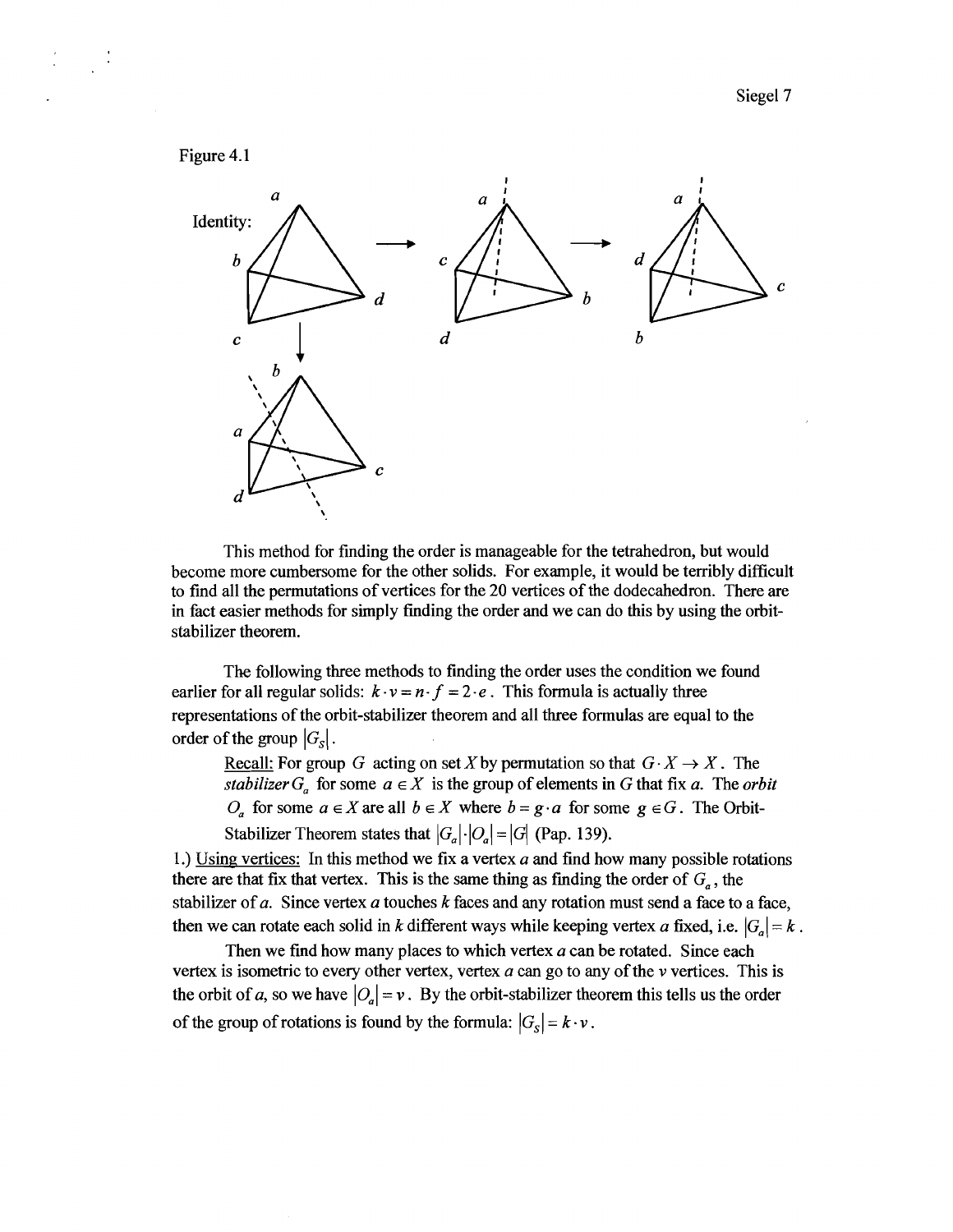Figure 4.1

Identity:

This method for finding the order is manageable for the tetrahedron, but would become more cumbersome for the other solids. For example, it would be terribly difficult to find all the permutations of vertices for the 20 vertices of the dodecahedron. There are in fact easier methods for simply finding the order and we can do this by using the orbit-stabilizer theorem.

The following three methods to finding the order uses the condition we found earlier for all regular solids: $k \cdot v = n \cdot f = 2 \cdot e$. This formula is actually three representations of the orbit-stabilizer theorem and all three formulas are equal to the order of the group $|G_S|$.

> Recall: For group $G$ acting on set $X$ by permutation so that $G \cdot X \to X$. The *stabilizer* $G_a$ for some $a \in X$ is the group of elements in $G$ that fix $a$. The *orbit* $O_a$ for some $a \in X$ are all $b \in X$ where $b = g \cdot a$ for some $g \in G$. The Orbit-Stabilizer Theorem states that $|G_a| \cdot |O_a| = |G|$ (Pap. 139).

1.) Using vertices: In this method we fix a vertex $a$ and find how many possible rotations there are that fix that vertex. This is the same thing as finding the order of $G_a$, the stabilizer of $a$. Since vertex $a$ touches $k$ faces and any rotation must send a face to a face, then we can rotate each solid in $k$ different ways while keeping vertex $a$ fixed, i.e. $|G_a| = k$.

Then we find how many places to which vertex $a$ can be rotated. Since each vertex is isometric to every other vertex, vertex $a$ can go to any of the $v$ vertices. This is the orbit of $a$, so we have $|O_a| = v$. By the orbit-stabilizer theorem this tells us the order of the group of rotations is found by the formula: $|G_S| = k \cdot v$.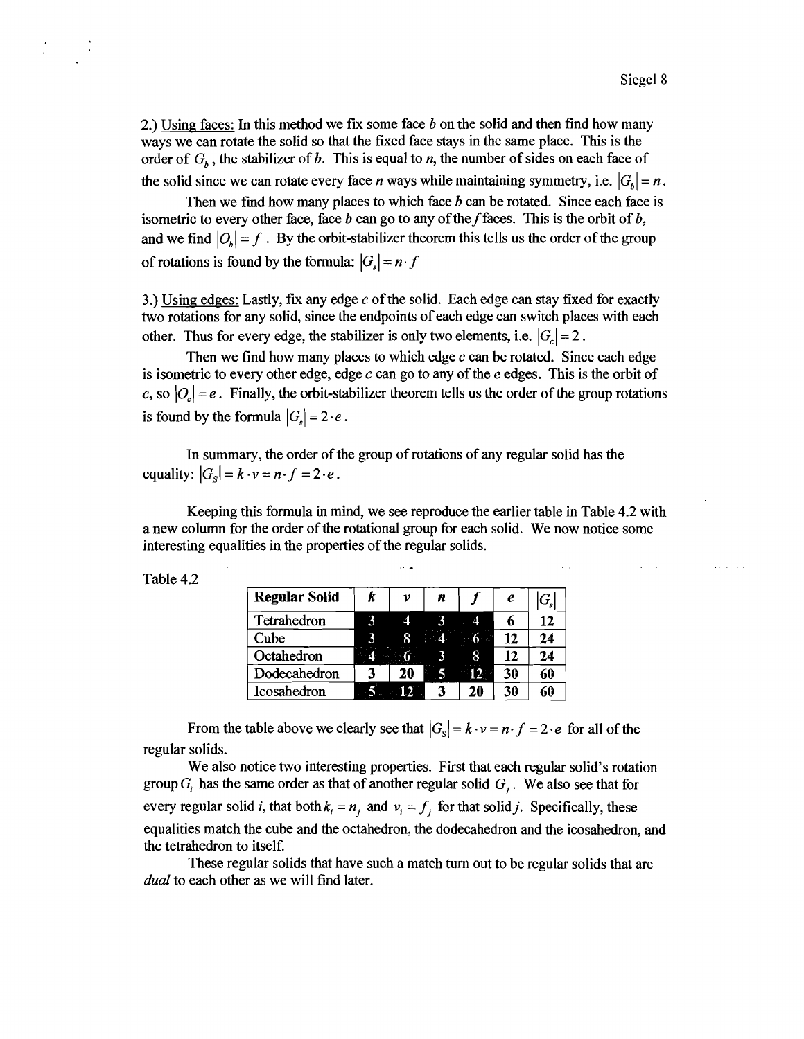2.) Using faces: In this method we fix some face $b$ on the solid and then find how many ways we can rotate the solid so that the fixed face stays in the same place. This is the order of $G_b$, the stabilizer of $b$. This is equal to $n$, the number of sides on each face of the solid since we can rotate every face $n$ ways while maintaining symmetry, i.e. $|G_b| = n$.

Then we find how many places to which face $b$ can be rotated. Since each face is isometric to every other face, face $b$ can go to any of the $f$ faces. This is the orbit of $b$, and we find $|O_b| = f$. By the orbit-stabilizer theorem this tells us the order of the group of rotations is found by the formula: $|G_s| = n \cdot f$

3.) Using edges: Lastly, fix any edge $c$ of the solid. Each edge can stay fixed for exactly two rotations for any solid, since the endpoints of each edge can switch places with each other. Thus for every edge, the stabilizer is only two elements, i.e. $|G_c| = 2$.

Then we find how many places to which edge $c$ can be rotated. Since each edge is isometric to every other edge, edge $c$ can go to any of the $e$ edges. This is the orbit of $c$, so $|O_c| = e$. Finally, the orbit-stabilizer theorem tells us the order of the group rotations is found by the formula $|G_s| = 2 \cdot e$.

In summary, the order of the group of rotations of any regular solid has the equality: $|G_S| = k \cdot v = n \cdot f = 2 \cdot e$.

Keeping this formula in mind, we see reproduce the earlier table in Table 4.2 with a new column for the order of the rotational group for each solid. We now notice some interesting equalities in the properties of the regular solids.

Table 4.2

| Regular Solid | $k$ | $v$ | $n$ | $f$ | $e$ | $\lvert G_s \rvert$ |
|---|---|---|---|---|---|---|
| Tetrahedron | 3 | 4 | 3 | 4 | 6 | 12 |
| Cube | 3 | 8 | 4 | 6 | 12 | 24 |
| Octahedron | 4 | 6 | 3 | 8 | 12 | 24 |
| Dodecahedron | 3 | 20 | 5 | 12 | 30 | 60 |
| Icosahedron | 5 | 12 | 3 | 20 | 30 | 60 |

From the table above we clearly see that $|G_S| = k \cdot v = n \cdot f = 2 \cdot e$ for all of the regular solids.

We also notice two interesting properties. First that each regular solid's rotation group $G_i$ has the same order as that of another regular solid $G_j$. We also see that for every regular solid $i$, that both $k_i = n_j$ and $v_i = f_j$ for that solid $j$. Specifically, these equalities match the cube and the octahedron, the dodecahedron and the icosahedron, and the tetrahedron to itself.

These regular solids that have such a match turn out to be regular solids that are *dual* to each other as we will find later.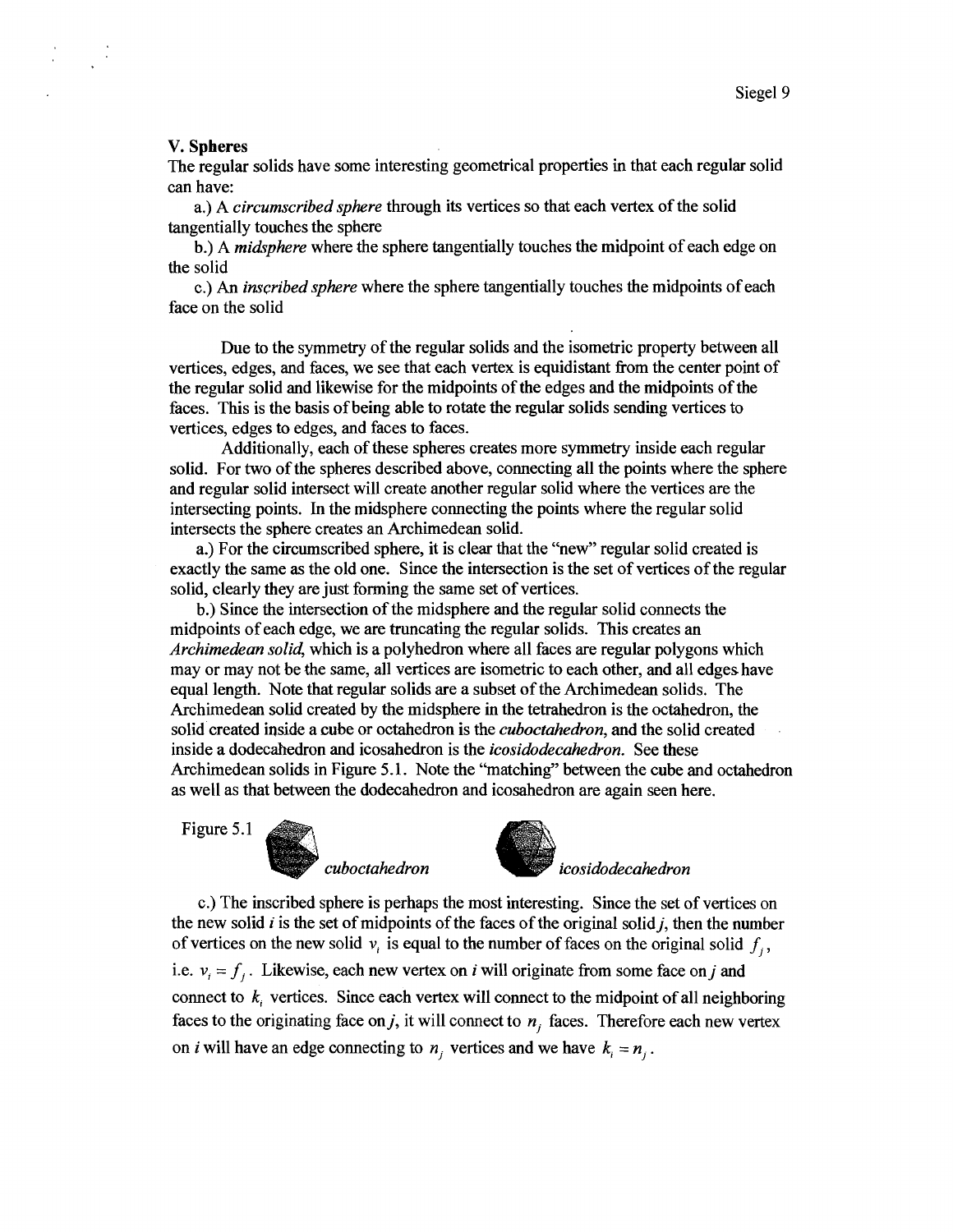### V. Spheres

The regular solids have some interesting geometrical properties in that each regular solid can have:

a.) A *circumscribed sphere* through its vertices so that each vertex of the solid tangentially touches the sphere

b.) A *midsphere* where the sphere tangentially touches the midpoint of each edge on the solid

c.) An *inscribed sphere* where the sphere tangentially touches the midpoints of each face on the solid

Due to the symmetry of the regular solids and the isometric property between all vertices, edges, and faces, we see that each vertex is equidistant from the center point of the regular solid and likewise for the midpoints of the edges and the midpoints of the faces. This is the basis of being able to rotate the regular solids sending vertices to vertices, edges to edges, and faces to faces.

Additionally, each of these spheres creates more symmetry inside each regular solid. For two of the spheres described above, connecting all the points where the sphere and regular solid intersect will create another regular solid where the vertices are the intersecting points. In the midsphere connecting the points where the regular solid intersects the sphere creates an Archimedean solid.

a.) For the circumscribed sphere, it is clear that the "new" regular solid created is exactly the same as the old one. Since the intersection is the set of vertices of the regular solid, clearly they are just forming the same set of vertices.

b.) Since the intersection of the midsphere and the regular solid connects the midpoints of each edge, we are truncating the regular solids. This creates an *Archimedean solid*, which is a polyhedron where all faces are regular polygons which may or may not be the same, all vertices are isometric to each other, and all edges have equal length. Note that regular solids are a subset of the Archimedean solids. The Archimedean solid created by the midsphere in the tetrahedron is the octahedron, the solid created inside a cube or octahedron is the *cuboctahedron*, and the solid created inside a dodecahedron and icosahedron is the *icosidodecahedron*. See these Archimedean solids in Figure 5.1. Note the "matching" between the cube and octahedron as well as that between the dodecahedron and icosahedron are again seen here.

Figure 5.1 *cuboctahedron* *icosidodecahedron*

c.) The inscribed sphere is perhaps the most interesting. Since the set of vertices on the new solid *i* is the set of midpoints of the faces of the original solid *j*, then the number of vertices on the new solid $v_i$ is equal to the number of faces on the original solid $f_j$, i.e. $v_i = f_j$. Likewise, each new vertex on *i* will originate from some face on *j* and connect to $k_i$ vertices. Since each vertex will connect to the midpoint of all neighboring faces to the originating face on *j*, it will connect to $n_j$ faces. Therefore each new vertex on *i* will have an edge connecting to $n_j$ vertices and we have $k_i = n_j$.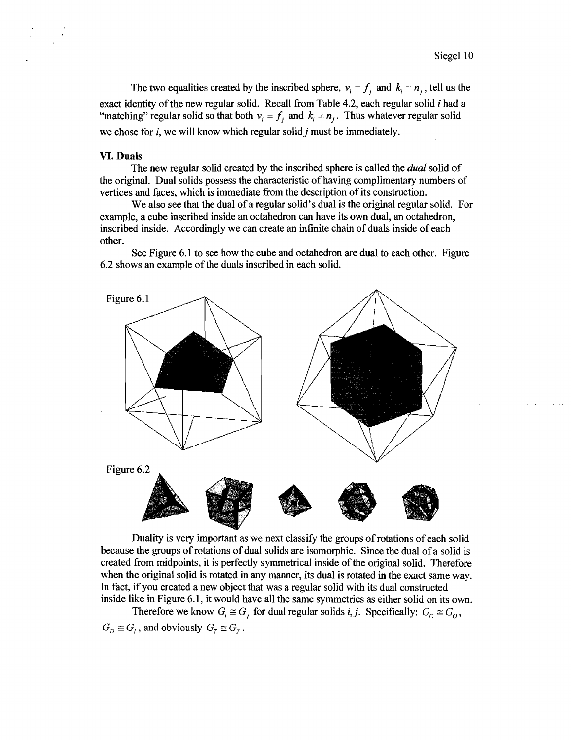The two equalities created by the inscribed sphere, $v_i = f_j$ and $k_i = n_j$, tell us the exact identity of the new regular solid. Recall from Table 4.2, each regular solid $i$ had a "matching" regular solid so that both $v_i = f_j$ and $k_i = n_j$. Thus whatever regular solid we chose for $i$, we will know which regular solid $j$ must be immediately.

### VI. Duals

The new regular solid created by the inscribed sphere is called the *dual* solid of the original. Dual solids possess the characteristic of having complimentary numbers of vertices and faces, which is immediate from the description of its construction.

We also see that the dual of a regular solid's dual is the original regular solid. For example, a cube inscribed inside an octahedron can have its own dual, an octahedron, inscribed inside. Accordingly we can create an infinite chain of duals inside of each other.

See Figure 6.1 to see how the cube and octahedron are dual to each other. Figure 6.2 shows an example of the duals inscribed in each solid.

Figure 6.1

Figure 6.2

Duality is very important as we next classify the groups of rotations of each solid because the groups of rotations of dual solids are isomorphic. Since the dual of a solid is created from midpoints, it is perfectly symmetrical inside of the original solid. Therefore when the original solid is rotated in any manner, its dual is rotated in the exact same way. In fact, if you created a new object that was a regular solid with its dual constructed inside like in Figure 6.1, it would have all the same symmetries as either solid on its own.

Therefore we know $G_i \cong G_j$ for dual regular solids $i, j$. Specifically: $G_C \cong G_O$, $G_D \cong G_I$, and obviously $G_T \cong G_T$.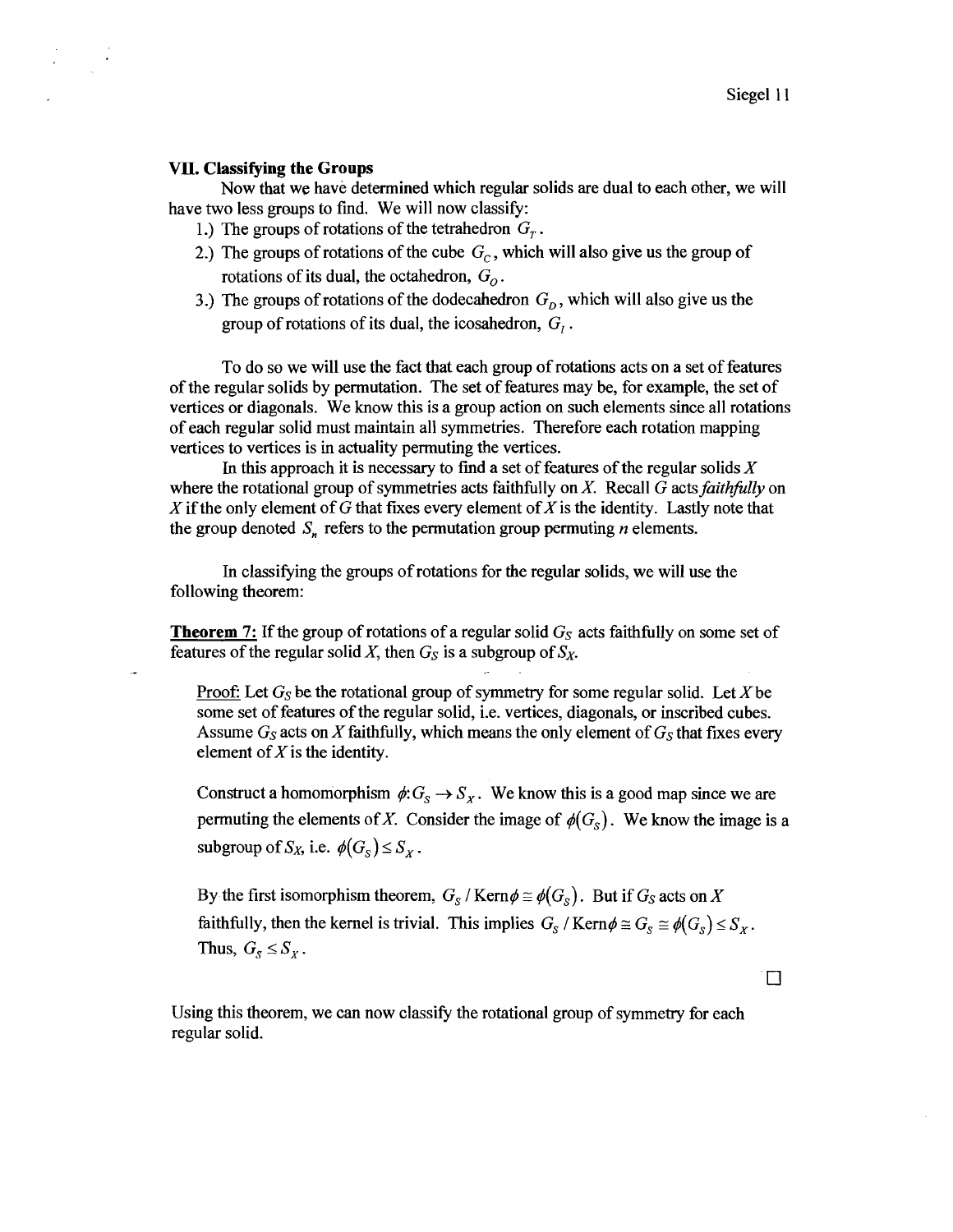### VII. Classifying the Groups

Now that we have determined which regular solids are dual to each other, we will have two less groups to find. We will now classify:

1.) The groups of rotations of the tetrahedron $G_T$.
2.) The groups of rotations of the cube $G_C$, which will also give us the group of rotations of its dual, the octahedron, $G_O$.
3.) The groups of rotations of the dodecahedron $G_D$, which will also give us the group of rotations of its dual, the icosahedron, $G_I$.

To do so we will use the fact that each group of rotations acts on a set of features of the regular solids by permutation. The set of features may be, for example, the set of vertices or diagonals. We know this is a group action on such elements since all rotations of each regular solid must maintain all symmetries. Therefore each rotation mapping vertices to vertices is in actuality permuting the vertices.

In this approach it is necessary to find a set of features of the regular solids $X$ where the rotational group of symmetries acts faithfully on $X$. Recall $G$ acts *faithfully* on $X$ if the only element of $G$ that fixes every element of $X$ is the identity. Lastly note that the group denoted $S_n$ refers to the permutation group permuting $n$ elements.

In classifying the groups of rotations for the regular solids, we will use the following theorem:

**Theorem 7:** If the group of rotations of a regular solid $G_S$ acts faithfully on some set of features of the regular solid $X$, then $G_S$ is a subgroup of $S_X$.

Proof: Let $G_S$ be the rotational group of symmetry for some regular solid. Let $X$ be some set of features of the regular solid, i.e. vertices, diagonals, or inscribed cubes. Assume $G_S$ acts on $X$ faithfully, which means the only element of $G_S$ that fixes every element of $X$ is the identity.

Construct a homomorphism $\phi: G_S \to S_X$. We know this is a good map since we are permuting the elements of $X$. Consider the image of $\phi(G_S)$. We know the image is a subgroup of $S_X$, i.e. $\phi(G_S) \leq S_X$.

By the first isomorphism theorem, $G_S / \text{Ker}\phi \cong \phi(G_S)$. But if $G_S$ acts on $X$ faithfully, then the kernel is trivial. This implies $G_S / \text{Ker}\phi \cong G_S \cong \phi(G_S) \leq S_X$. Thus, $G_S \leq S_X$.

□

Using this theorem, we can now classify the rotational group of symmetry for each regular solid.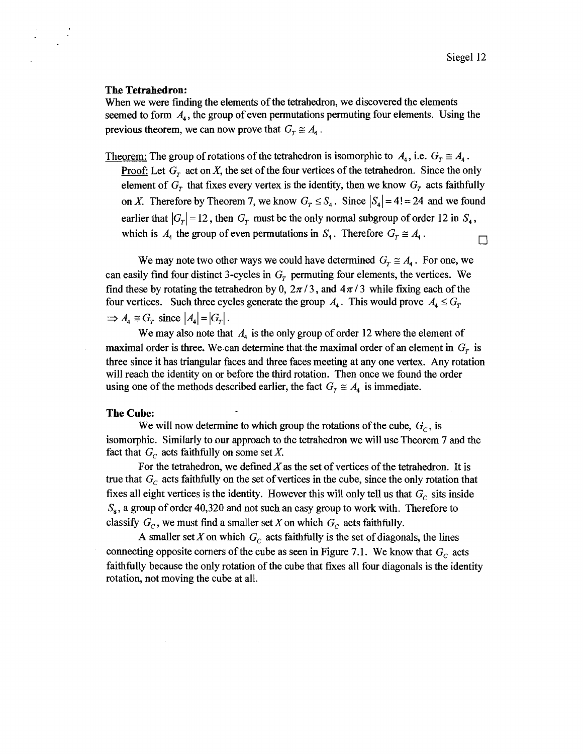**The Tetrahedron:**

When we were finding the elements of the tetrahedron, we discovered the elements seemed to form $A_4$, the group of even permutations permuting four elements. Using the previous theorem, we can now prove that $G_T \cong A_4$.

Theorem: The group of rotations of the tetrahedron is isomorphic to $A_4$, i.e. $G_T \cong A_4$.

Proof: Let $G_T$ act on $X$, the set of the four vertices of the tetrahedron. Since the only element of $G_T$ that fixes every vertex is the identity, then we know $G_T$ acts faithfully on $X$. Therefore by Theorem 7, we know $G_T \leq S_4$. Since $|S_4| = 4! = 24$ and we found earlier that $|G_T| = 12$, then $G_T$ must be the only normal subgroup of order 12 in $S_4$, which is $A_4$ the group of even permutations in $S_4$. Therefore $G_T \cong A_4$. □

We may note two other ways we could have determined $G_T \cong A_4$. For one, we can easily find four distinct 3-cycles in $G_T$ permuting four elements, the vertices. We find these by rotating the tetrahedron by 0, $2\pi/3$, and $4\pi/3$ while fixing each of the four vertices. Such three cycles generate the group $A_4$. This would prove $A_4 \leq G_T$ $\Rightarrow A_4 \cong G_T$ since $|A_4| = |G_T|$.

We may also note that $A_4$ is the only group of order 12 where the element of maximal order is three. We can determine that the maximal order of an element in $G_T$ is three since it has triangular faces and three faces meeting at any one vertex. Any rotation will reach the identity on or before the third rotation. Then once we found the order using one of the methods described earlier, the fact $G_T \cong A_4$ is immediate.

**The Cube:**

We will now determine to which group the rotations of the cube, $G_C$, is isomorphic. Similarly to our approach to the tetrahedron we will use Theorem 7 and the fact that $G_C$ acts faithfully on some set $X$.

For the tetrahedron, we defined $X$ as the set of vertices of the tetrahedron. It is true that $G_C$ acts faithfully on the set of vertices in the cube, since the only rotation that fixes all eight vertices is the identity. However this will only tell us that $G_C$ sits inside $S_8$, a group of order 40,320 and not such an easy group to work with. Therefore to classify $G_C$, we must find a smaller set $X$ on which $G_C$ acts faithfully.

A smaller set $X$ on which $G_C$ acts faithfully is the set of diagonals, the lines connecting opposite corners of the cube as seen in Figure 7.1. We know that $G_C$ acts faithfully because the only rotation of the cube that fixes all four diagonals is the identity rotation, not moving the cube at all.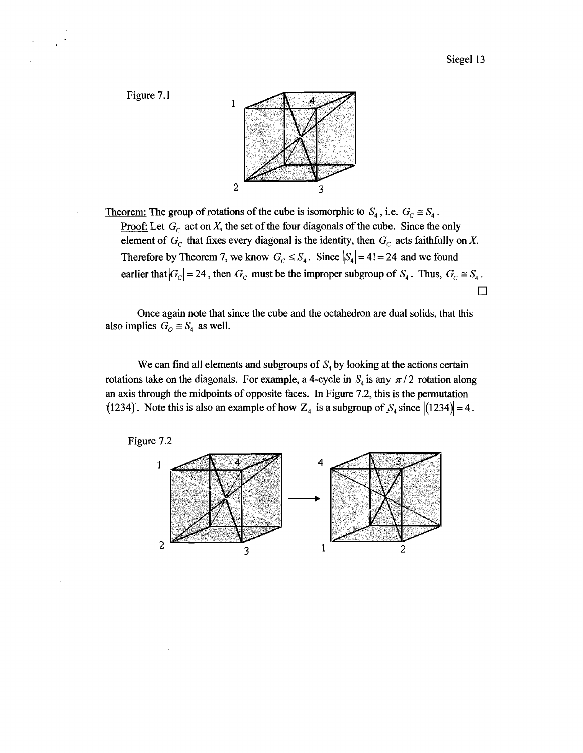Figure 7.1

Theorem: The group of rotations of the cube is isomorphic to $S_4$, i.e. $G_C \cong S_4$.

Proof: Let $G_C$ act on $X$, the set of the four diagonals of the cube. Since the only element of $G_C$ that fixes every diagonal is the identity, then $G_C$ acts faithfully on $X$. Therefore by Theorem 7, we know $G_C \leq S_4$. Since $|S_4| = 4! = 24$ and we found earlier that $|G_C| = 24$, then $G_C$ must be the improper subgroup of $S_4$. Thus, $G_C \cong S_4$.

□

Once again note that since the cube and the octahedron are dual solids, that this also implies $G_O \cong S_4$ as well.

We can find all elements and subgroups of $S_4$ by looking at the actions certain rotations take on the diagonals. For example, a 4-cycle in $S_4$ is any $\pi/2$ rotation along an axis through the midpoints of opposite faces. In Figure 7.2, this is the permutation $(1234)$. Note this is also an example of how $Z_4$ is a subgroup of $S_4$ since $|(1234)| = 4$.

Figure 7.2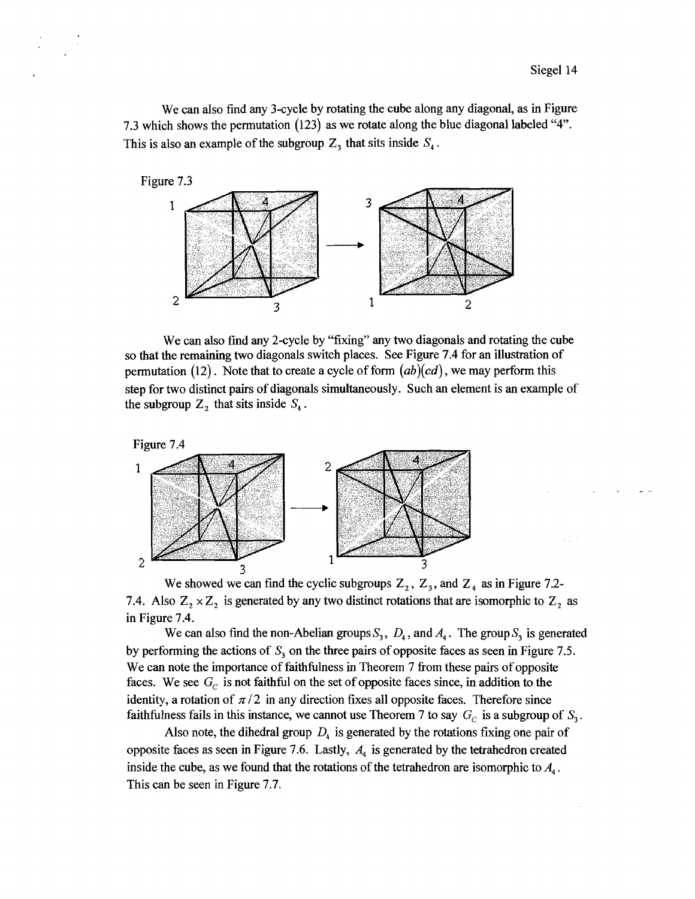We can also find any 3-cycle by rotating the cube along any diagonal, as in Figure 7.3 which shows the permutation $(123)$ as we rotate along the blue diagonal labeled "4". This is also an example of the subgroup $Z_3$ that sits inside $S_4$.

Figure 7.3

We can also find any 2-cycle by "fixing" any two diagonals and rotating the cube so that the remaining two diagonals switch places. See Figure 7.4 for an illustration of permutation $(12)$. Note that to create a cycle of form $(ab)(cd)$, we may perform this step for two distinct pairs of diagonals simultaneously. Such an element is an example of the subgroup $Z_2$ that sits inside $S_4$.

Figure 7.4

We showed we can find the cyclic subgroups $Z_2$, $Z_3$, and $Z_4$ as in Figure 7.2-7.4. Also $Z_2 \times Z_2$ is generated by any two distinct rotations that are isomorphic to $Z_2$ as in Figure 7.4.

We can also find the non-Abelian groups $S_3$, $D_4$, and $A_4$. The group $S_3$ is generated by performing the actions of $S_3$ on the three pairs of opposite faces as seen in Figure 7.5. We can note the importance of faithfulness in Theorem 7 from these pairs of opposite faces. We see $G_C$ is not faithful on the set of opposite faces since, in addition to the identity, a rotation of $\pi/2$ in any direction fixes all opposite faces. Therefore since faithfulness fails in this instance, we cannot use Theorem 7 to say $G_C$ is a subgroup of $S_3$.

Also note, the dihedral group $D_4$ is generated by the rotations fixing one pair of opposite faces as seen in Figure 7.6. Lastly, $A_4$ is generated by the tetrahedron created inside the cube, as we found that the rotations of the tetrahedron are isomorphic to $A_4$. This can be seen in Figure 7.7.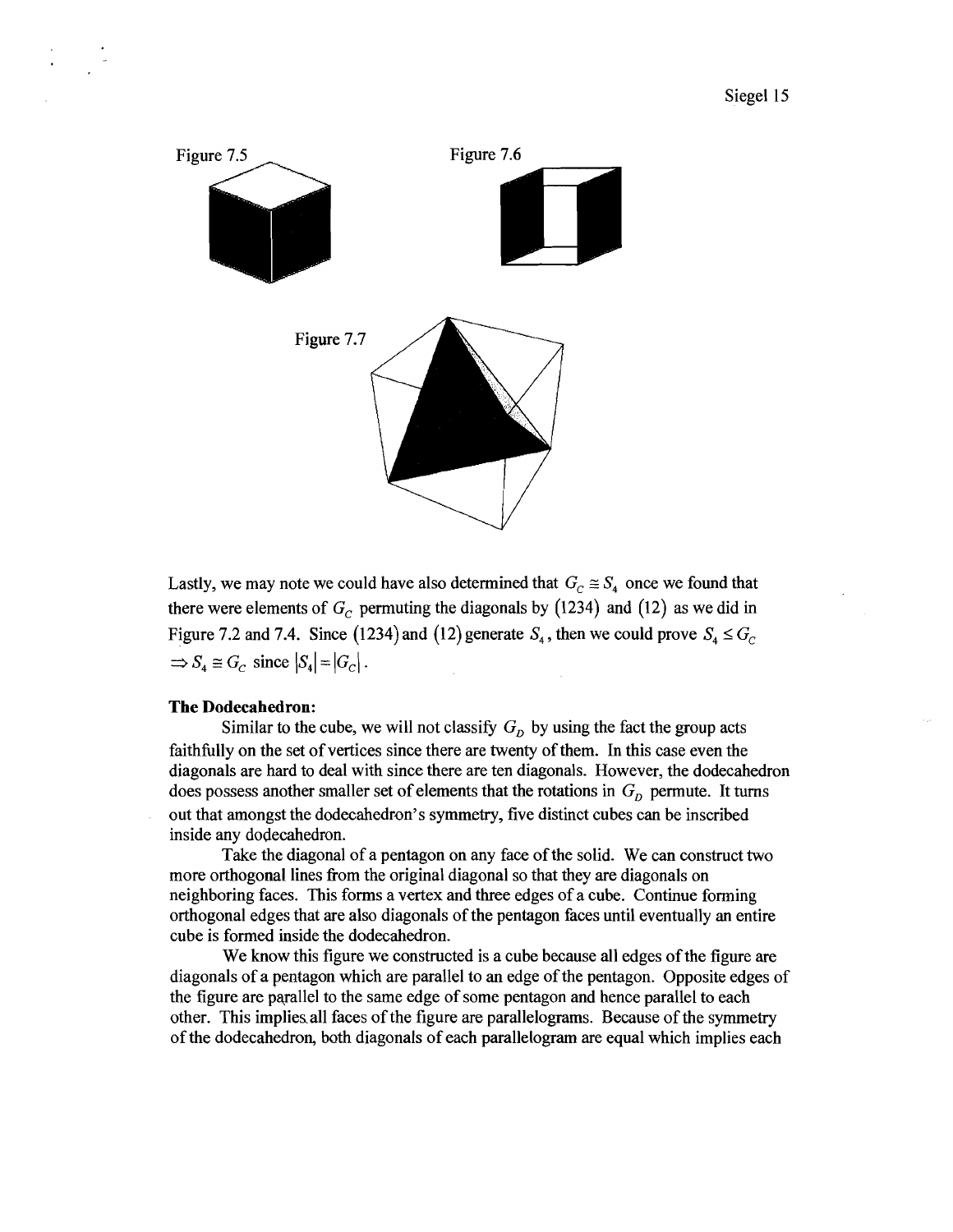Figure 7.5

Figure 7.6

Figure 7.7

Lastly, we may note we could have also determined that $G_C \cong S_4$ once we found that there were elements of $G_C$ permuting the diagonals by $(1234)$ and $(12)$ as we did in Figure 7.2 and 7.4. Since $(1234)$ and $(12)$ generate $S_4$, then we could prove $S_4 \leq G_C$ $\Rightarrow S_4 \cong G_C$ since $|S_4| = |G_C|$.

**The Dodecahedron:**

Similar to the cube, we will not classify $G_D$ by using the fact the group acts faithfully on the set of vertices since there are twenty of them. In this case even the diagonals are hard to deal with since there are ten diagonals. However, the dodecahedron does possess another smaller set of elements that the rotations in $G_D$ permute. It turns out that amongst the dodecahedron's symmetry, five distinct cubes can be inscribed inside any dodecahedron.

Take the diagonal of a pentagon on any face of the solid. We can construct two more orthogonal lines from the original diagonal so that they are diagonals on neighboring faces. This forms a vertex and three edges of a cube. Continue forming orthogonal edges that are also diagonals of the pentagon faces until eventually an entire cube is formed inside the dodecahedron.

We know this figure we constructed is a cube because all edges of the figure are diagonals of a pentagon which are parallel to an edge of the pentagon. Opposite edges of the figure are parallel to the same edge of some pentagon and hence parallel to each other. This implies all faces of the figure are parallelograms. Because of the symmetry of the dodecahedron, both diagonals of each parallelogram are equal which implies each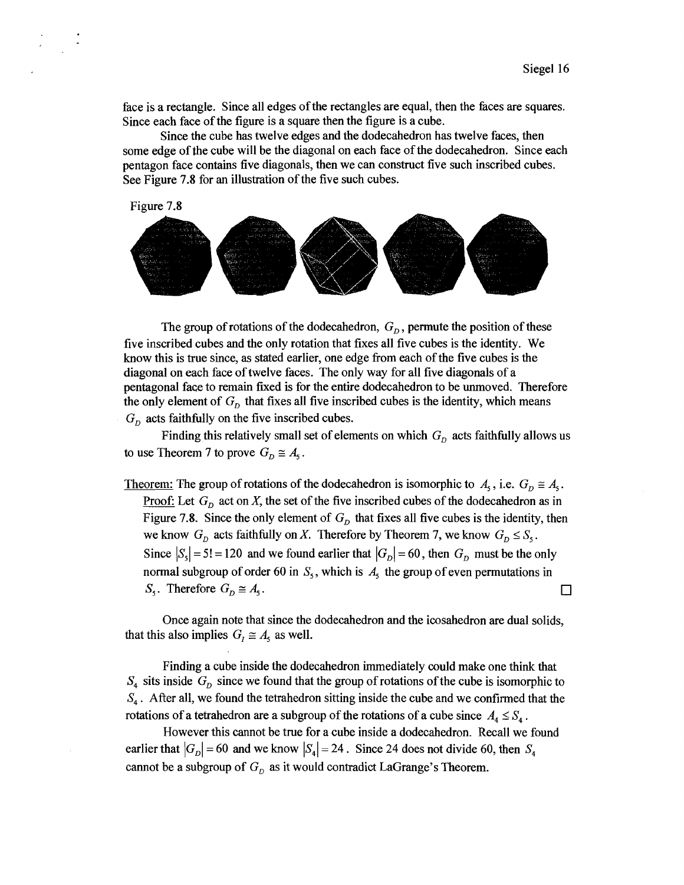face is a rectangle. Since all edges of the rectangles are equal, then the faces are squares. Since each face of the figure is a square then the figure is a cube.

Since the cube has twelve edges and the dodecahedron has twelve faces, then some edge of the cube will be the diagonal on each face of the dodecahedron. Since each pentagon face contains five diagonals, then we can construct five such inscribed cubes. See Figure 7.8 for an illustration of the five such cubes.

Figure 7.8

The group of rotations of the dodecahedron, $G_D$, permute the position of these five inscribed cubes and the only rotation that fixes all five cubes is the identity. We know this is true since, as stated earlier, one edge from each of the five cubes is the diagonal on each face of twelve faces. The only way for all five diagonals of a pentagonal face to remain fixed is for the entire dodecahedron to be unmoved. Therefore the only element of $G_D$ that fixes all five inscribed cubes is the identity, which means $G_D$ acts faithfully on the five inscribed cubes.

Finding this relatively small set of elements on which $G_D$ acts faithfully allows us to use Theorem 7 to prove $G_D \cong A_5$.

<u>Theorem:</u> The group of rotations of the dodecahedron is isomorphic to $A_5$, i.e. $G_D \cong A_5$.

<u>Proof:</u> Let $G_D$ act on *X*, the set of the five inscribed cubes of the dodecahedron as in Figure 7.8. Since the only element of $G_D$ that fixes all five cubes is the identity, then we know $G_D$ acts faithfully on *X*. Therefore by Theorem 7, we know $G_D \leq S_5$. Since $|S_5| = 5! = 120$ and we found earlier that $|G_D| = 60$, then $G_D$ must be the only normal subgroup of order 60 in $S_5$, which is $A_5$ the group of even permutations in $S_5$. Therefore $G_D \cong A_5$. □

Once again note that since the dodecahedron and the icosahedron are dual solids, that this also implies $G_I \cong A_5$ as well.

Finding a cube inside the dodecahedron immediately could make one think that $S_4$ sits inside $G_D$ since we found that the group of rotations of the cube is isomorphic to $S_4$. After all, we found the tetrahedron sitting inside the cube and we confirmed that the rotations of a tetrahedron are a subgroup of the rotations of a cube since $A_4 \leq S_4$.

However this cannot be true for a cube inside a dodecahedron. Recall we found earlier that $|G_D| = 60$ and we know $|S_4| = 24$. Since 24 does not divide 60, then $S_4$ cannot be a subgroup of $G_D$ as it would contradict LaGrange's Theorem.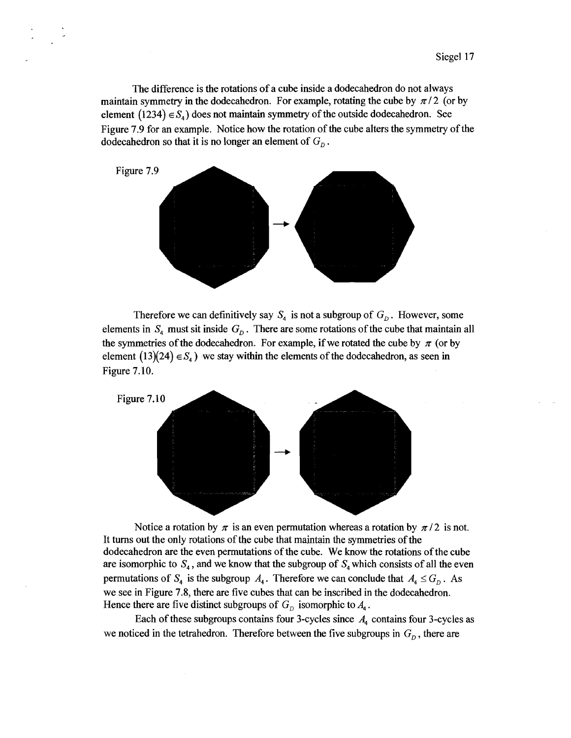The difference is the rotations of a cube inside a dodecahedron do not always maintain symmetry in the dodecahedron. For example, rotating the cube by $\pi/2$ (or by element $(1234) \in S_4$) does not maintain symmetry of the outside dodecahedron. See Figure 7.9 for an example. Notice how the rotation of the cube alters the symmetry of the dodecahedron so that it is no longer an element of $G_D$.

Figure 7.9

Therefore we can definitively say $S_4$ is not a subgroup of $G_D$. However, some elements in $S_4$ must sit inside $G_D$. There are some rotations of the cube that maintain all the symmetries of the dodecahedron. For example, if we rotated the cube by $\pi$ (or by element $(13)(24) \in S_4$) we stay within the elements of the dodecahedron, as seen in Figure 7.10.

Figure 7.10

Notice a rotation by $\pi$ is an even permutation whereas a rotation by $\pi/2$ is not. It turns out the only rotations of the cube that maintain the symmetries of the dodecahedron are the even permutations of the cube. We know the rotations of the cube are isomorphic to $S_4$, and we know that the subgroup of $S_4$ which consists of all the even permutations of $S_4$ is the subgroup $A_4$. Therefore we can conclude that $A_4 \leq G_D$. As we see in Figure 7.8, there are five cubes that can be inscribed in the dodecahedron. Hence there are five distinct subgroups of $G_D$ isomorphic to $A_4$.

Each of these subgroups contains four 3-cycles since $A_4$ contains four 3-cycles as we noticed in the tetrahedron. Therefore between the five subgroups in $G_D$, there are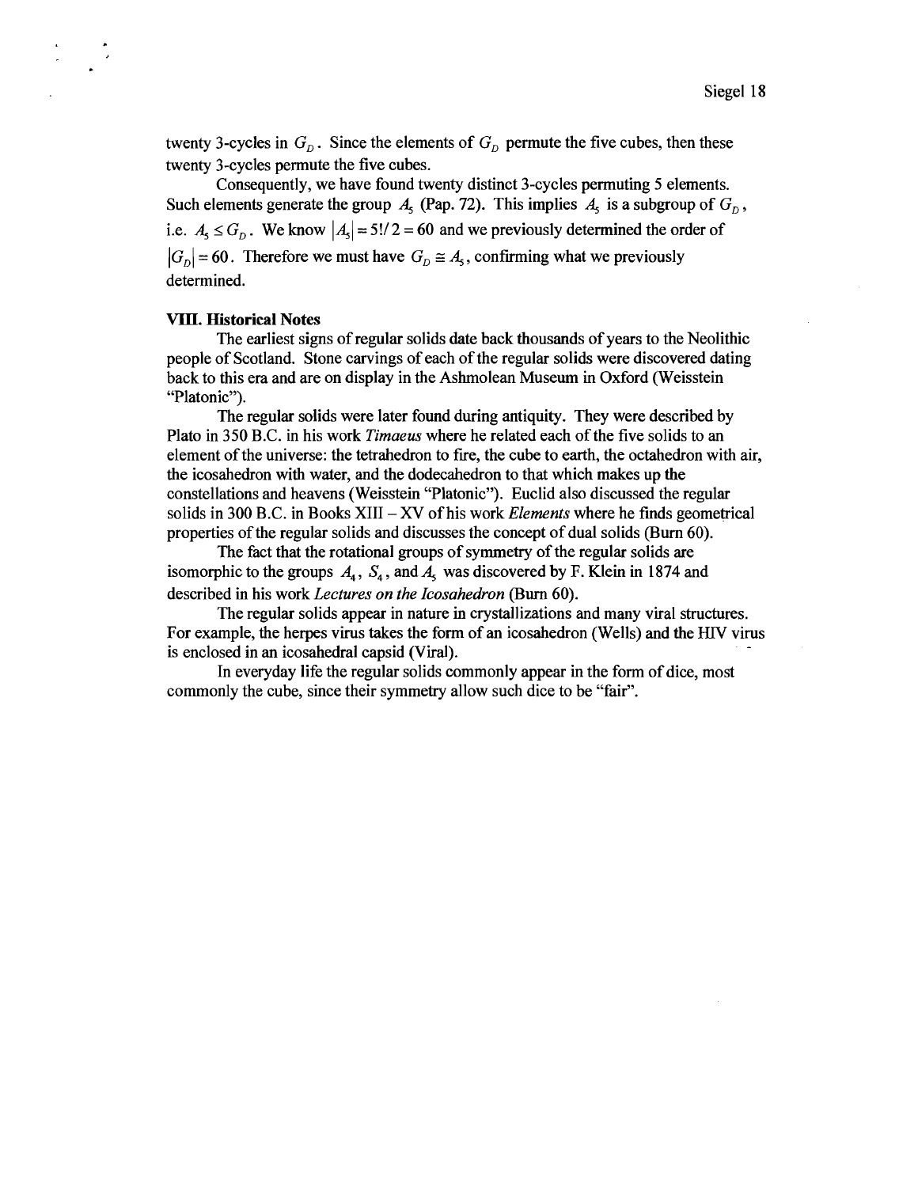twenty 3-cycles in $G_D$. Since the elements of $G_D$ permute the five cubes, then these twenty 3-cycles permute the five cubes.

Consequently, we have found twenty distinct 3-cycles permuting 5 elements. Such elements generate the group $A_5$ (Pap. 72). This implies $A_5$ is a subgroup of $G_D$, i.e. $A_5 \leq G_D$. We know $|A_5| = 5!/2 = 60$ and we previously determined the order of $|G_D| = 60$. Therefore we must have $G_D \cong A_5$, confirming what we previously determined.

## VIII. Historical Notes

The earliest signs of regular solids date back thousands of years to the Neolithic people of Scotland. Stone carvings of each of the regular solids were discovered dating back to this era and are on display in the Ashmolean Museum in Oxford (Weisstein "Platonic").

The regular solids were later found during antiquity. They were described by Plato in 350 B.C. in his work *Timaeus* where he related each of the five solids to an element of the universe: the tetrahedron to fire, the cube to earth, the octahedron with air, the icosahedron with water, and the dodecahedron to that which makes up the constellations and heavens (Weisstein "Platonic"). Euclid also discussed the regular solids in 300 B.C. in Books XIII – XV of his work *Elements* where he finds geometrical properties of the regular solids and discusses the concept of dual solids (Burn 60).

The fact that the rotational groups of symmetry of the regular solids are isomorphic to the groups $A_4$, $S_4$, and $A_5$ was discovered by F. Klein in 1874 and described in his work *Lectures on the Icosahedron* (Burn 60).

The regular solids appear in nature in crystallizations and many viral structures. For example, the herpes virus takes the form of an icosahedron (Wells) and the HIV virus is enclosed in an icosahedral capsid (Viral).

In everyday life the regular solids commonly appear in the form of dice, most commonly the cube, since their symmetry allow such dice to be "fair".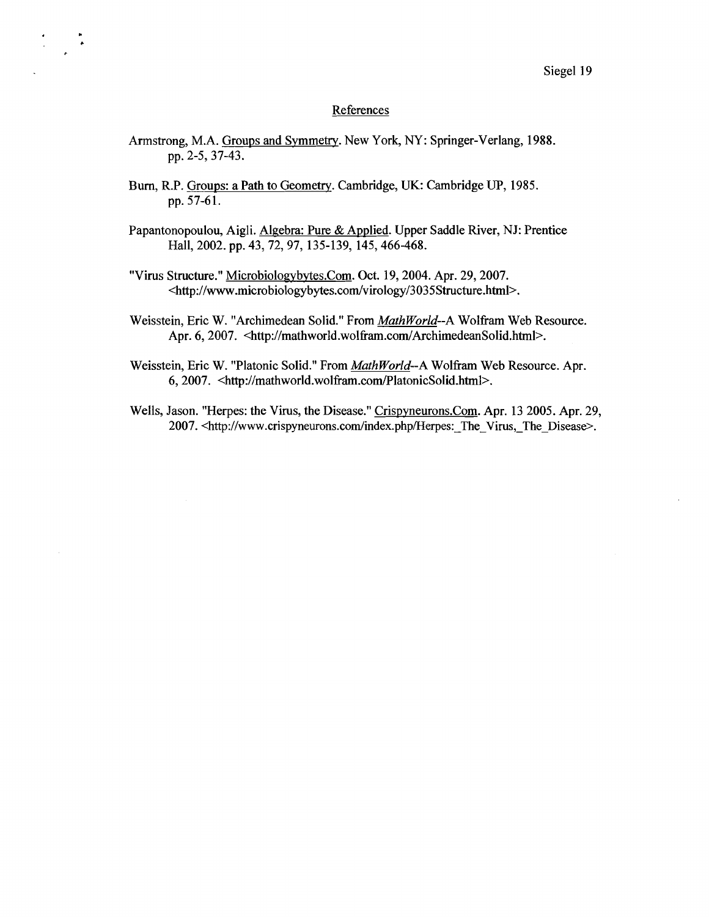## References

Armstrong, M.A. Groups and Symmetry. New York, NY: Springer-Verlang, 1988. pp. 2-5, 37-43.

Burn, R.P. Groups: a Path to Geometry. Cambridge, UK: Cambridge UP, 1985. pp. 57-61.

Papantonopoulou, Aigli. Algebra: Pure & Applied. Upper Saddle River, NJ: Prentice Hall, 2002. pp. 43, 72, 97, 135-139, 145, 466-468.

"Virus Structure." Microbiologybytes.Com. Oct. 19, 2004. Apr. 29, 2007. <http://www.microbiologybytes.com/virology/3035Structure.html>.

Weisstein, Eric W. "Archimedean Solid." From *MathWorld*--A Wolfram Web Resource. Apr. 6, 2007. <http://mathworld.wolfram.com/ArchimedeanSolid.html>.

Weisstein, Eric W. "Platonic Solid." From *MathWorld*--A Wolfram Web Resource. Apr. 6, 2007. <http://mathworld.wolfram.com/PlatonicSolid.html>.

Wells, Jason. "Herpes: the Virus, the Disease." Crispyneurons.Com. Apr. 13 2005. Apr. 29, 2007. <http://www.crispyneurons.com/index.php/Herpes:_The_Virus,_The_Disease>.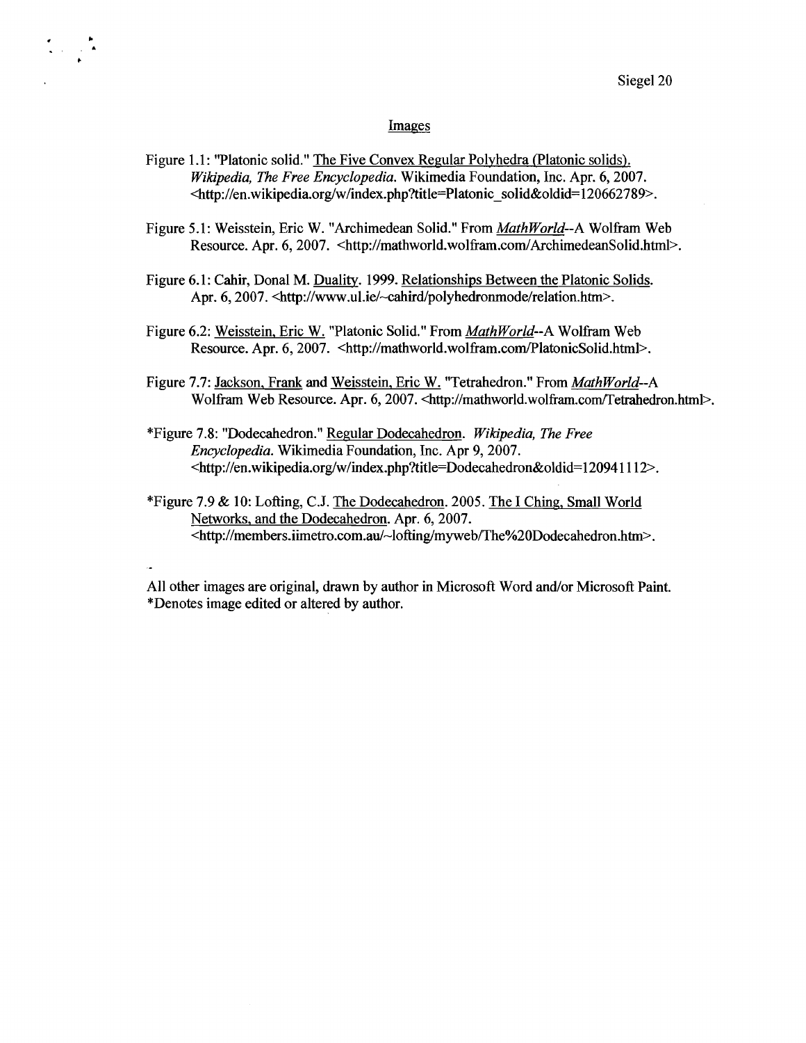## Images

Figure 1.1: "Platonic solid." The Five Convex Regular Polyhedra (Platonic solids). *Wikipedia, The Free Encyclopedia.* Wikimedia Foundation, Inc. Apr. 6, 2007. <http://en.wikipedia.org/w/index.php?title=Platonic_solid&oldid=120662789>.

Figure 5.1: Weisstein, Eric W. "Archimedean Solid." From *MathWorld*--A Wolfram Web Resource. Apr. 6, 2007. <http://mathworld.wolfram.com/ArchimedeanSolid.html>.

Figure 6.1: Cahir, Donal M. Duality. 1999. Relationships Between the Platonic Solids. Apr. 6, 2007. <http://www.ul.ie/~cahird/polyhedronmode/relation.htm>.

Figure 6.2: Weisstein, Eric W. "Platonic Solid." From *MathWorld*--A Wolfram Web Resource. Apr. 6, 2007. <http://mathworld.wolfram.com/PlatonicSolid.html>.

Figure 7.7: Jackson, Frank and Weisstein, Eric W. "Tetrahedron." From *MathWorld*--A Wolfram Web Resource. Apr. 6, 2007. <http://mathworld.wolfram.com/Tetrahedron.html>.

*Figure 7.8: "Dodecahedron." Regular Dodecahedron. *Wikipedia, The Free Encyclopedia.* Wikimedia Foundation, Inc. Apr 9, 2007. <http://en.wikipedia.org/w/index.php?title=Dodecahedron&oldid=120941112>.

*Figure 7.9 & 10: Lofting, C.J. The Dodecahedron. 2005. The I Ching, Small World Networks, and the Dodecahedron. Apr. 6, 2007. <http://members.iimetro.com.au/~lofting/myweb/The%20Dodecahedron.htm>.

All other images are original, drawn by author in Microsoft Word and/or Microsoft Paint.
*Denotes image edited or altered by author.